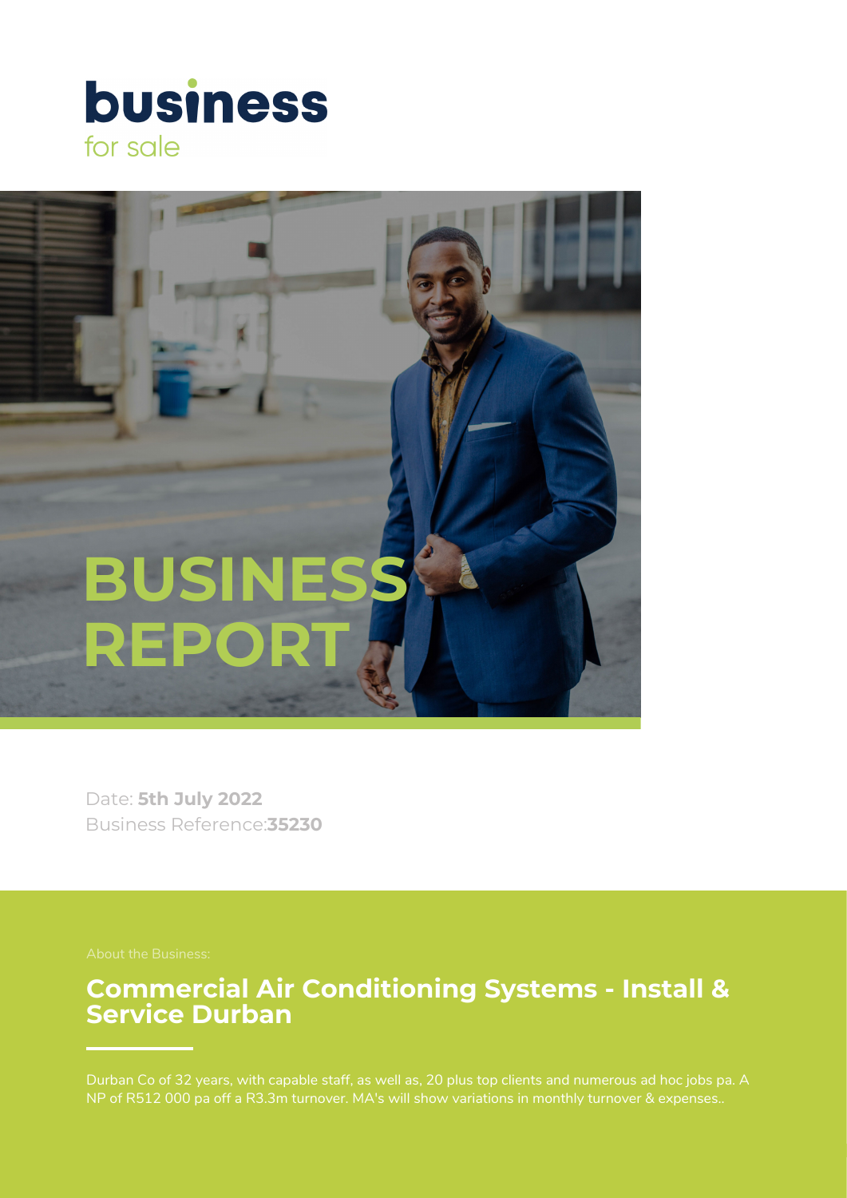**business**
for sale

# BUSINESS REPORT

Date: **5th July 2022**
Business Reference:**35230**

About the Business:

## Commercial Air Conditioning Systems - Install & Service Durban

Durban Co of 32 years, with capable staff, as well as, 20 plus top clients and numerous ad hoc jobs pa. A NP of R512 000 pa off a R3.3m turnover. MA's will show variations in monthly turnover & expenses..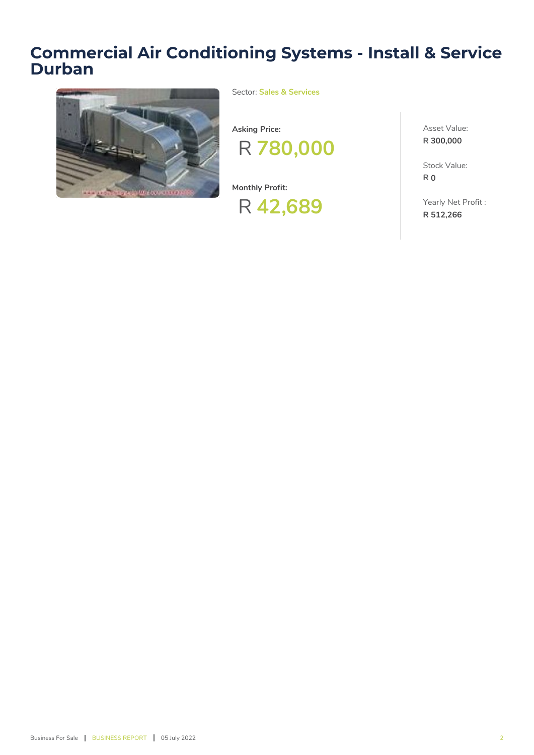# Commercial Air Conditioning Systems - Install & Service Durban

Sector: **Sales & Services**

**Asking Price:**

R **780,000**

**Monthly Profit:**

R **42,689**

Asset Value:
R **300,000**

Stock Value:
R **0**

Yearly Net Profit :
R **512,266**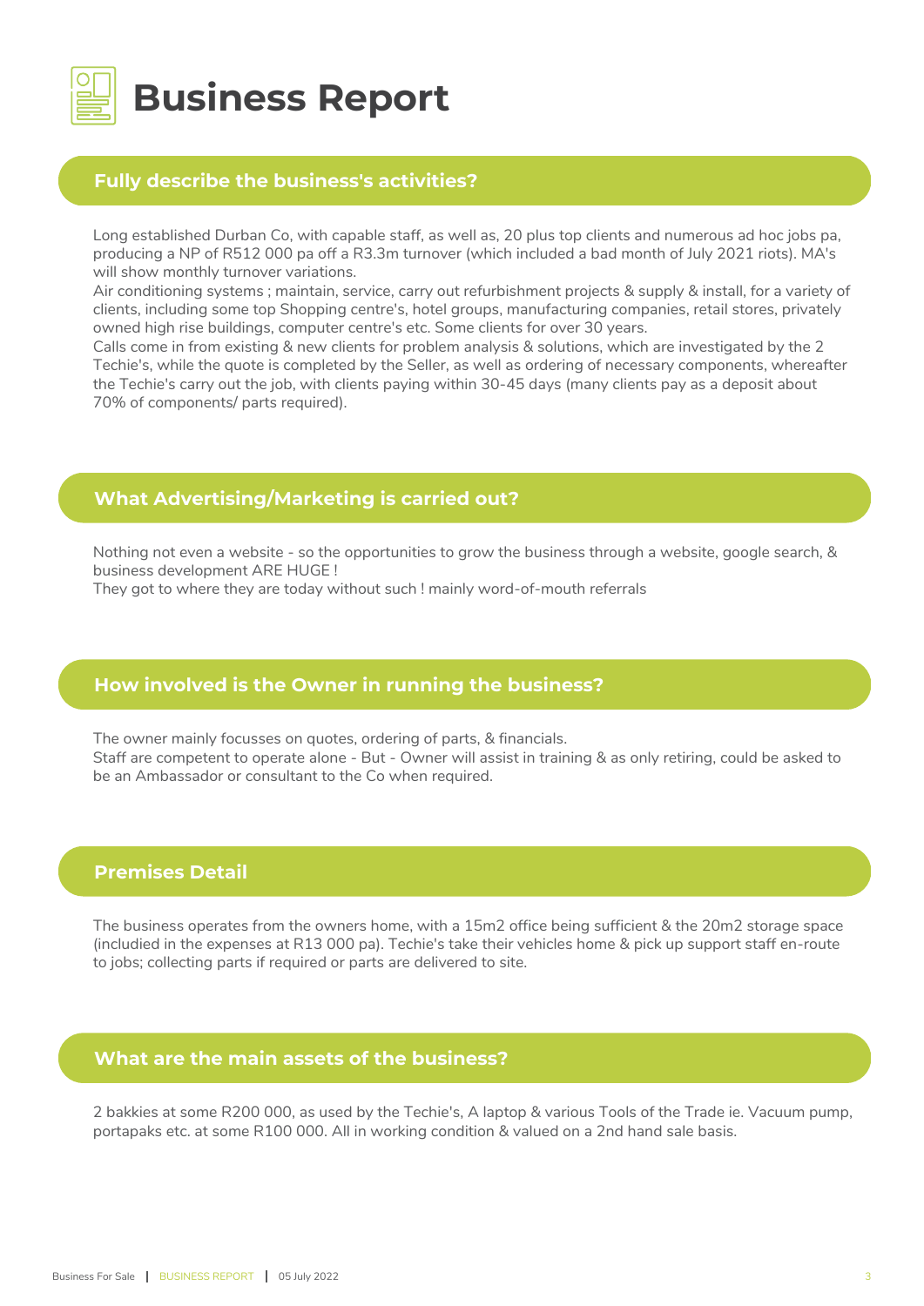# Business Report

## Fully describe the business's activities?

Long established Durban Co, with capable staff, as well as, 20 plus top clients and numerous ad hoc jobs pa, producing a NP of R512 000 pa off a R3.3m turnover (which included a bad month of July 2021 riots). MA's will show monthly turnover variations.
Air conditioning systems ; maintain, service, carry out refurbishment projects & supply & install, for a variety of clients, including some top Shopping centre's, hotel groups, manufacturing companies, retail stores, privately owned high rise buildings, computer centre's etc. Some clients for over 30 years.
Calls come in from existing & new clients for problem analysis & solutions, which are investigated by the 2 Techie's, while the quote is completed by the Seller, as well as ordering of necessary components, whereafter the Techie's carry out the job, with clients paying within 30-45 days (many clients pay as a deposit about 70% of components/ parts required).

## What Advertising/Marketing is carried out?

Nothing not even a website - so the opportunities to grow the business through a website, google search, & business development ARE HUGE !
They got to where they are today without such ! mainly word-of-mouth referrals

## How involved is the Owner in running the business?

The owner mainly focusses on quotes, ordering of parts, & financials.
Staff are competent to operate alone - But - Owner will assist in training & as only retiring, could be asked to be an Ambassador or consultant to the Co when required.

## Premises Detail

The business operates from the owners home, with a 15m2 office being sufficient & the 20m2 storage space (includied in the expenses at R13 000 pa). Techie's take their vehicles home & pick up support staff en-route to jobs; collecting parts if required or parts are delivered to site.

## What are the main assets of the business?

2 bakkies at some R200 000, as used by the Techie's, A laptop & various Tools of the Trade ie. Vacuum pump, portapaks etc. at some R100 000. All in working condition & valued on a 2nd hand sale basis.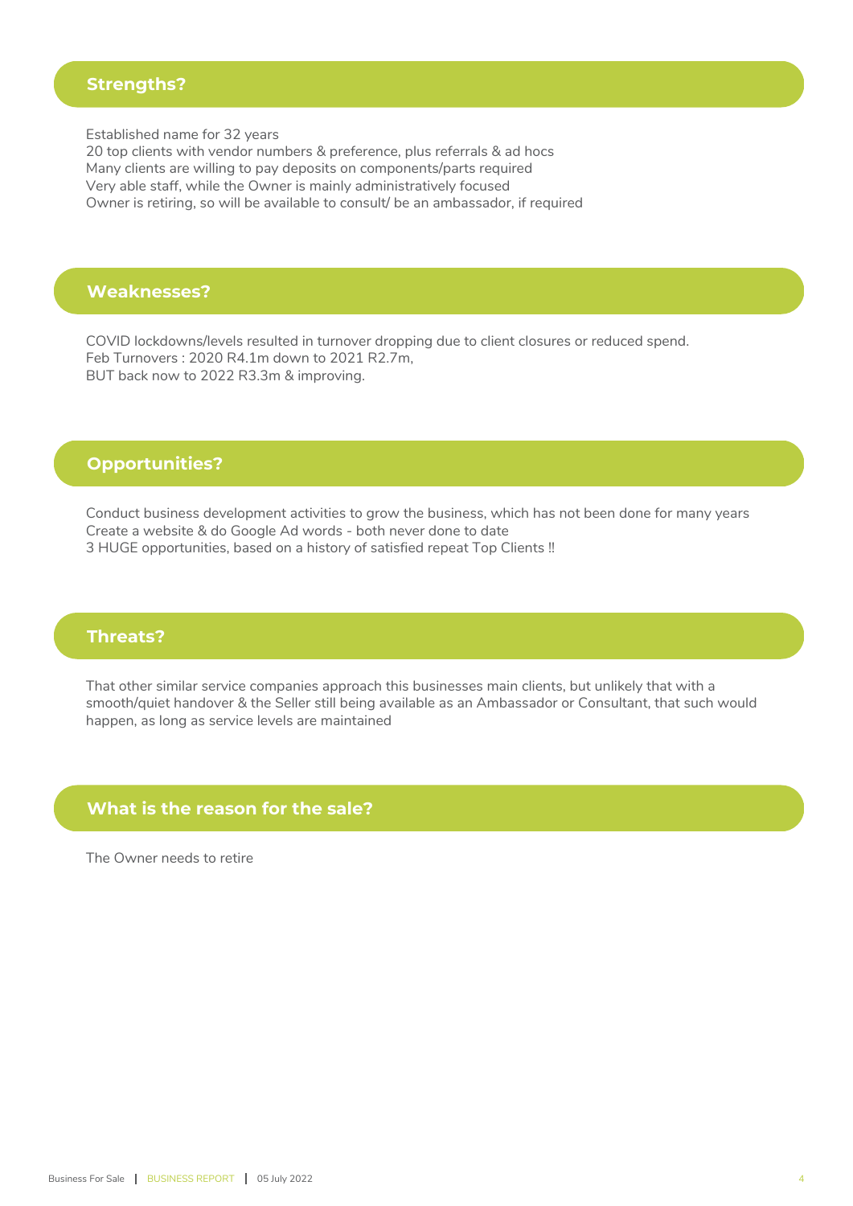## Strengths?

Established name for 32 years
20 top clients with vendor numbers & preference, plus referrals & ad hocs
Many clients are willing to pay deposits on components/parts required
Very able staff, while the Owner is mainly administratively focused
Owner is retiring, so will be available to consult/ be an ambassador, if required

## Weaknesses?

COVID lockdowns/levels resulted in turnover dropping due to client closures or reduced spend.
Feb Turnovers : 2020 R4.1m down to 2021 R2.7m,
BUT back now to 2022 R3.3m & improving.

## Opportunities?

Conduct business development activities to grow the business, which has not been done for many years
Create a website & do Google Ad words - both never done to date
3 HUGE opportunities, based on a history of satisfied repeat Top Clients !!

## Threats?

That other similar service companies approach this businesses main clients, but unlikely that with a smooth/quiet handover & the Seller still being available as an Ambassador or Consultant, that such would happen, as long as service levels are maintained

## What is the reason for the sale?

The Owner needs to retire